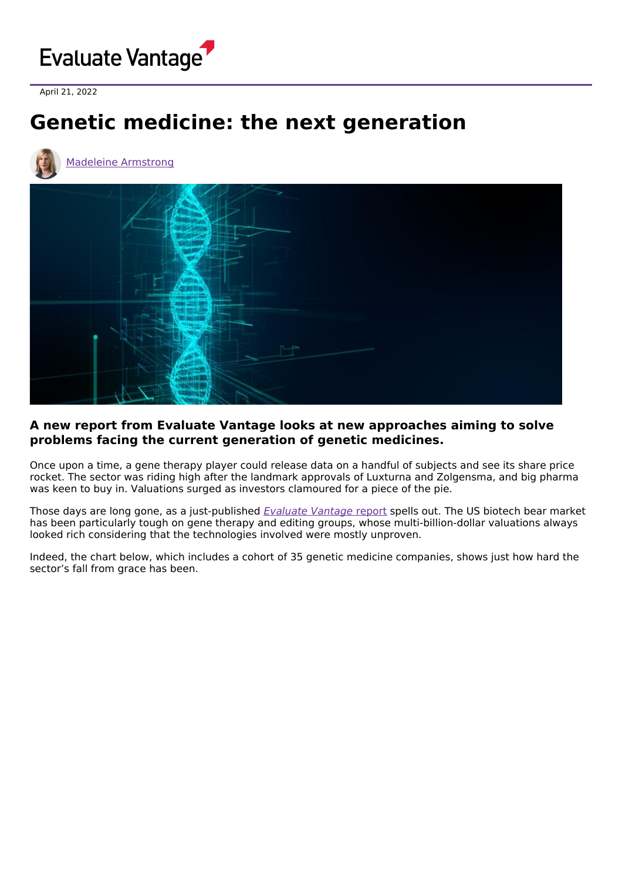Evaluate Vantage

April 21, 2022

# Genetic medicine: the next generation

Madeleine Armstrong

**A new report from Evaluate Vantage looks at new approaches aiming to solve problems facing the current generation of genetic medicines.**

Once upon a time, a gene therapy player could release data on a handful of subjects and see its share price rocket. The sector was riding high after the landmark approvals of Luxturna and Zolgensma, and big pharma was keen to buy in. Valuations surged as investors clamoured for a piece of the pie.

Those days are long gone, as a just-published *Evaluate Vantage* report spells out. The US biotech bear market has been particularly tough on gene therapy and editing groups, whose multi-billion-dollar valuations always looked rich considering that the technologies involved were mostly unproven.

Indeed, the chart below, which includes a cohort of 35 genetic medicine companies, shows just how hard the sector's fall from grace has been.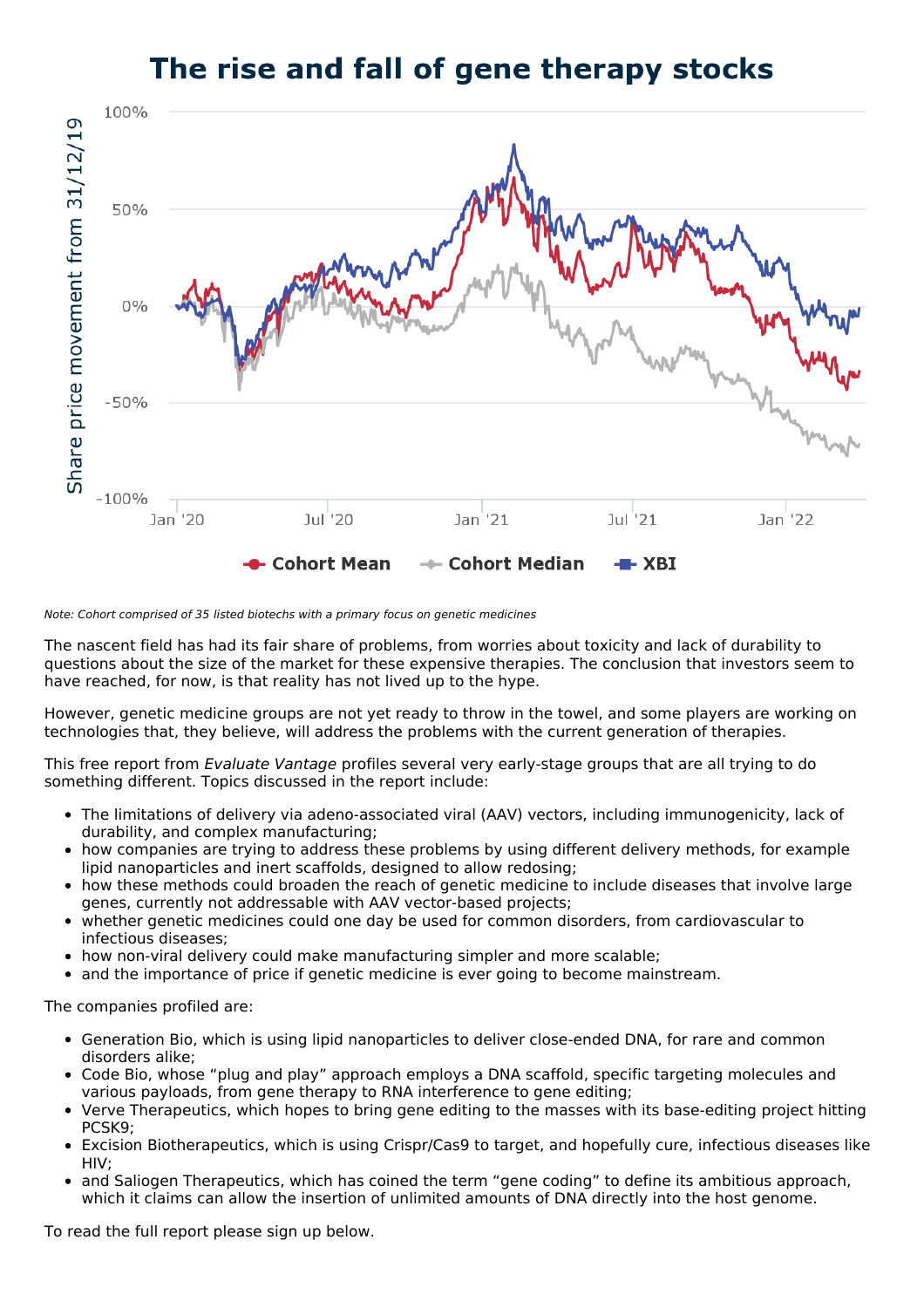# The rise and fall of gene therapy stocks

*Note: Cohort comprised of 35 listed biotechs with a primary focus on genetic medicines*

The nascent field has had its fair share of problems, from worries about toxicity and lack of durability to questions about the size of the market for these expensive therapies. The conclusion that investors seem to have reached, for now, is that reality has not lived up to the hype.

However, genetic medicine groups are not yet ready to throw in the towel, and some players are working on technologies that, they believe, will address the problems with the current generation of therapies.

This free report from *Evaluate Vantage* profiles several very early-stage groups that are all trying to do something different. Topics discussed in the report include:

- The limitations of delivery via adeno-associated viral (AAV) vectors, including immunogenicity, lack of durability, and complex manufacturing;
- how companies are trying to address these problems by using different delivery methods, for example lipid nanoparticles and inert scaffolds, designed to allow redosing;
- how these methods could broaden the reach of genetic medicine to include diseases that involve large genes, currently not addressable with AAV vector-based projects;
- whether genetic medicines could one day be used for common disorders, from cardiovascular to infectious diseases;
- how non-viral delivery could make manufacturing simpler and more scalable;
- and the importance of price if genetic medicine is ever going to become mainstream.

The companies profiled are:

- Generation Bio, which is using lipid nanoparticles to deliver close-ended DNA, for rare and common disorders alike;
- Code Bio, whose "plug and play" approach employs a DNA scaffold, specific targeting molecules and various payloads, from gene therapy to RNA interference to gene editing;
- Verve Therapeutics, which hopes to bring gene editing to the masses with its base-editing project hitting PCSK9;
- Excision Biotherapeutics, which is using Crispr/Cas9 to target, and hopefully cure, infectious diseases like HIV;
- and Saliogen Therapeutics, which has coined the term "gene coding" to define its ambitious approach, which it claims can allow the insertion of unlimited amounts of DNA directly into the host genome.

To read the full report please sign up below.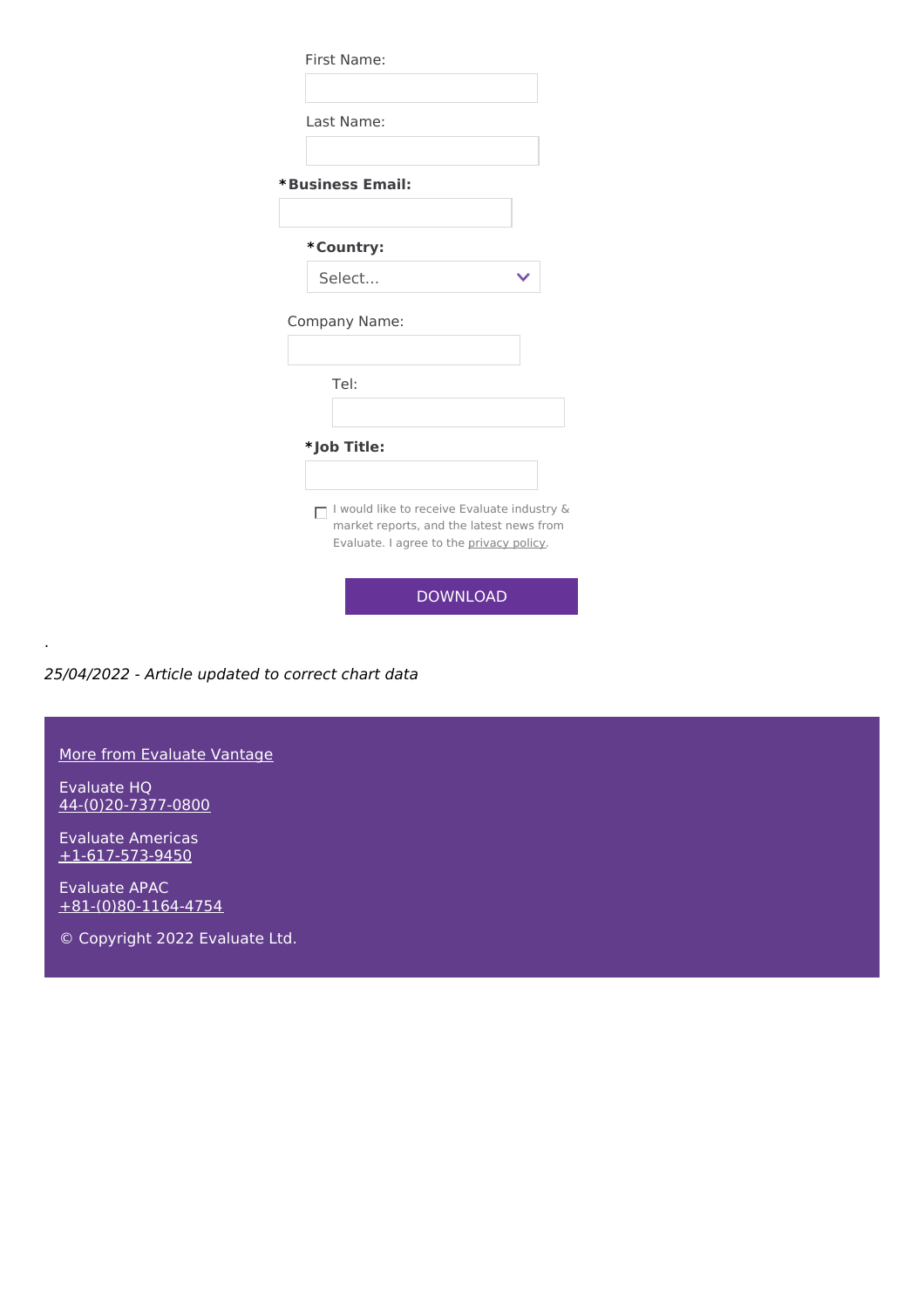First Name:

Last Name:

**\*Business Email:**

**\*Country:**

Select...

Company Name:

Tel:

**\*Job Title:**

☐ I would like to receive Evaluate industry & market reports, and the latest news from Evaluate. I agree to the privacy policy.

DOWNLOAD

.

*25/04/2022 - Article updated to correct chart data*

More from Evaluate Vantage

Evaluate HQ
44-(0)20-7377-0800

Evaluate Americas
+1-617-573-9450

Evaluate APAC
+81-(0)80-1164-4754

© Copyright 2022 Evaluate Ltd.